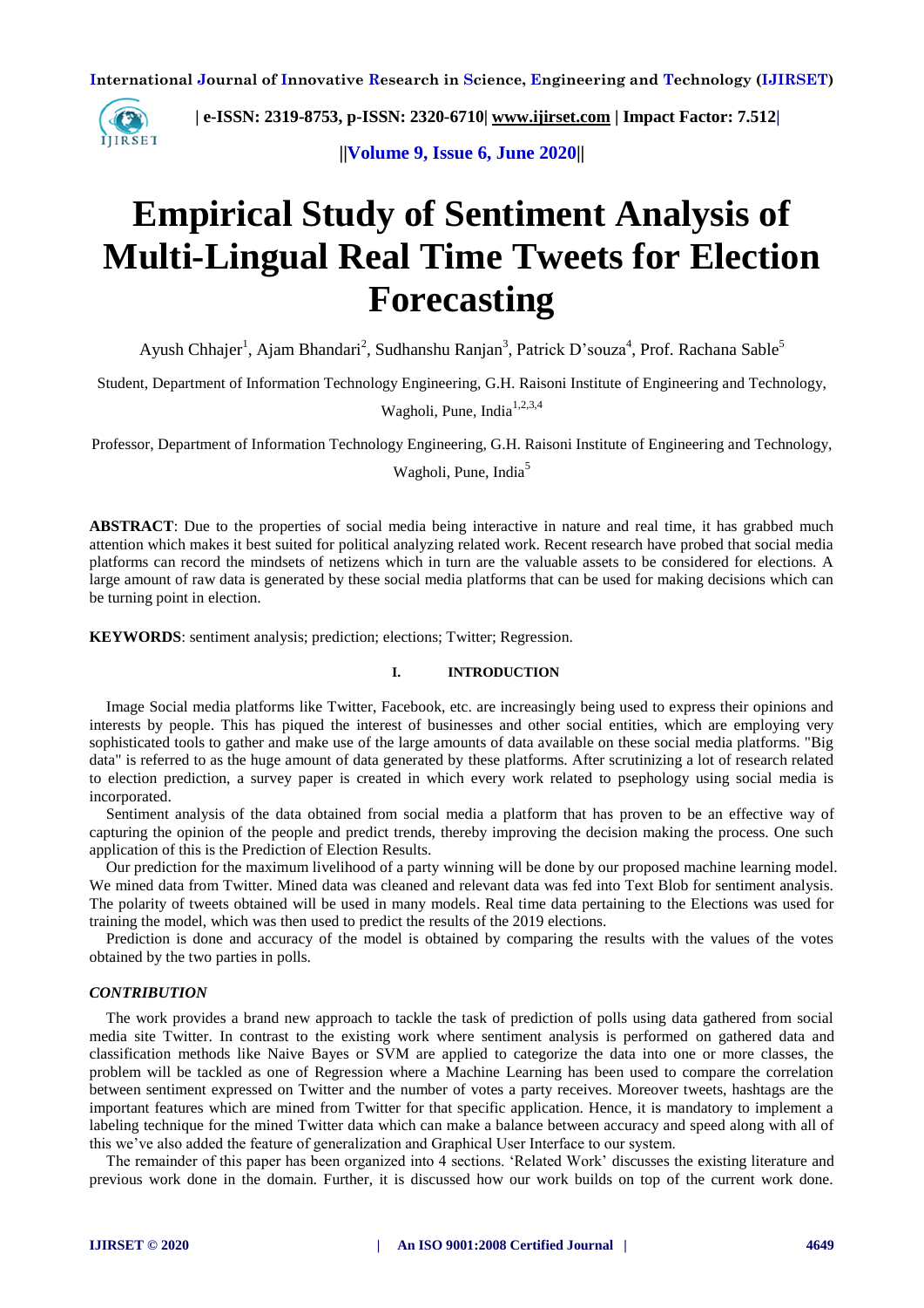# Empirical Study of Sentiment Analysis of Multi-Lingual Real Time Tweets for Election Forecasting

Ayush Chhajer[1], Ajam Bhandari[2], Sudhanshu Ranjan[3], Patrick D'souza[4], Prof. Rachana Sable[5]

Student, Department of Information Technology Engineering, G.H. Raisoni Institute of Engineering and Technology, Wagholi, Pune, India[1,2,3,4]

Professor, Department of Information Technology Engineering, G.H. Raisoni Institute of Engineering and Technology, Wagholi, Pune, India[5]

**ABSTRACT**: Due to the properties of social media being interactive in nature and real time, it has grabbed much attention which makes it best suited for political analyzing related work. Recent research have probed that social media platforms can record the mindsets of netizens which in turn are the valuable assets to be considered for elections. A large amount of raw data is generated by these social media platforms that can be used for making decisions which can be turning point in election.

**KEYWORDS**: sentiment analysis; prediction; elections; Twitter; Regression.

## I. INTRODUCTION

Image Social media platforms like Twitter, Facebook, etc. are increasingly being used to express their opinions and interests by people. This has piqued the interest of businesses and other social entities, which are employing very sophisticated tools to gather and make use of the large amounts of data available on these social media platforms. "Big data" is referred to as the huge amount of data generated by these platforms. After scrutinizing a lot of research related to election prediction, a survey paper is created in which every work related to psephology using social media is incorporated.

Sentiment analysis of the data obtained from social media a platform that has proven to be an effective way of capturing the opinion of the people and predict trends, thereby improving the decision making the process. One such application of this is the Prediction of Election Results.

Our prediction for the maximum livelihood of a party winning will be done by our proposed machine learning model. We mined data from Twitter. Mined data was cleaned and relevant data was fed into Text Blob for sentiment analysis. The polarity of tweets obtained will be used in many models. Real time data pertaining to the Elections was used for training the model, which was then used to predict the results of the 2019 elections.

Prediction is done and accuracy of the model is obtained by comparing the results with the values of the votes obtained by the two parties in polls.

### *CONTRIBUTION*

The work provides a brand new approach to tackle the task of prediction of polls using data gathered from social media site Twitter. In contrast to the existing work where sentiment analysis is performed on gathered data and classification methods like Naive Bayes or SVM are applied to categorize the data into one or more classes, the problem will be tackled as one of Regression where a Machine Learning has been used to compare the correlation between sentiment expressed on Twitter and the number of votes a party receives. Moreover tweets, hashtags are the important features which are mined from Twitter for that specific application. Hence, it is mandatory to implement a labeling technique for the mined Twitter data which can make a balance between accuracy and speed along with all of this we've also added the feature of generalization and Graphical User Interface to our system.

The remainder of this paper has been organized into 4 sections. 'Related Work' discusses the existing literature and previous work done in the domain. Further, it is discussed how our work builds on top of the current work done.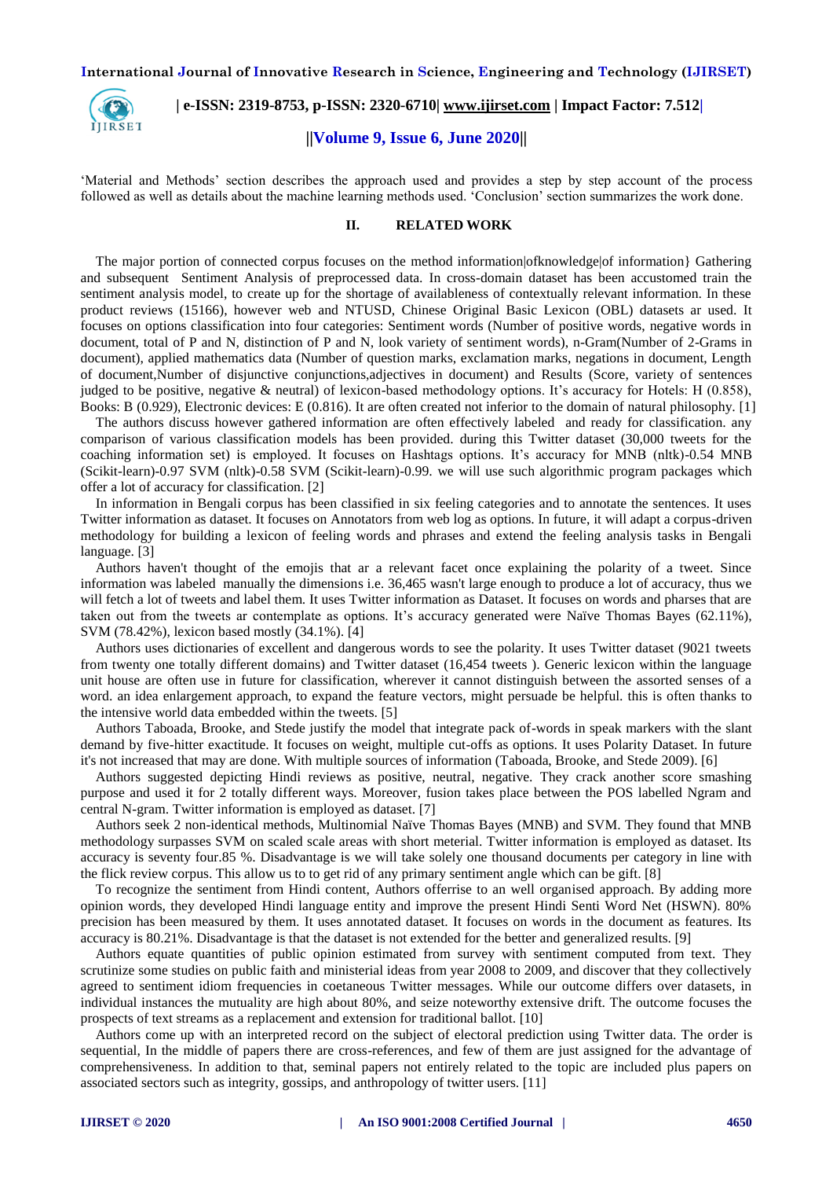'Material and Methods' section describes the approach used and provides a step by step account of the process followed as well as details about the machine learning methods used. 'Conclusion' section summarizes the work done.

## II. RELATED WORK

The major portion of connected corpus focuses on the method information|ofknowledge|of information} Gathering and subsequent Sentiment Analysis of preprocessed data. In cross-domain dataset has been accustomed train the sentiment analysis model, to create up for the shortage of availableness of contextually relevant information. In these product reviews (15166), however web and NTUSD, Chinese Original Basic Lexicon (OBL) datasets ar used. It focuses on options classification into four categories: Sentiment words (Number of positive words, negative words in document, total of P and N, distinction of P and N, look variety of sentiment words), n-Gram(Number of 2-Grams in document), applied mathematics data (Number of question marks, exclamation marks, negations in document, Length of document,Number of disjunctive conjunctions,adjectives in document) and Results (Score, variety of sentences judged to be positive, negative & neutral) of lexicon-based methodology options. It's accuracy for Hotels: H (0.858), Books: B (0.929), Electronic devices: E (0.816). It are often created not inferior to the domain of natural philosophy. [1]

The authors discuss however gathered information are often effectively labeled and ready for classification. any comparison of various classification models has been provided. during this Twitter dataset (30,000 tweets for the coaching information set) is employed. It focuses on Hashtags options. It's accuracy for MNB (nltk)-0.54 MNB (Scikit-learn)-0.97 SVM (nltk)-0.58 SVM (Scikit-learn)-0.99. we will use such algorithmic program packages which offer a lot of accuracy for classification. [2]

In information in Bengali corpus has been classified in six feeling categories and to annotate the sentences. It uses Twitter information as dataset. It focuses on Annotators from web log as options. In future, it will adapt a corpus-driven methodology for building a lexicon of feeling words and phrases and extend the feeling analysis tasks in Bengali language. [3]

Authors haven't thought of the emojis that ar a relevant facet once explaining the polarity of a tweet. Since information was labeled manually the dimensions i.e. 36,465 wasn't large enough to produce a lot of accuracy, thus we will fetch a lot of tweets and label them. It uses Twitter information as Dataset. It focuses on words and pharses that are taken out from the tweets ar contemplate as options. It's accuracy generated were Naïve Thomas Bayes (62.11%), SVM (78.42%), lexicon based mostly (34.1%). [4]

Authors uses dictionaries of excellent and dangerous words to see the polarity. It uses Twitter dataset (9021 tweets from twenty one totally different domains) and Twitter dataset (16,454 tweets ). Generic lexicon within the language unit house are often use in future for classification, wherever it cannot distinguish between the assorted senses of a word. an idea enlargement approach, to expand the feature vectors, might persuade be helpful. this is often thanks to the intensive world data embedded within the tweets. [5]

Authors Taboada, Brooke, and Stede justify the model that integrate pack of-words in speak markers with the slant demand by five-hitter exactitude. It focuses on weight, multiple cut-offs as options. It uses Polarity Dataset. In future it's not increased that may are done. With multiple sources of information (Taboada, Brooke, and Stede 2009). [6]

Authors suggested depicting Hindi reviews as positive, neutral, negative. They crack another score smashing purpose and used it for 2 totally different ways. Moreover, fusion takes place between the POS labelled Ngram and central N-gram. Twitter information is employed as dataset. [7]

Authors seek 2 non-identical methods, Multinomial Naïve Thomas Bayes (MNB) and SVM. They found that MNB methodology surpasses SVM on scaled scale areas with short meterial. Twitter information is employed as dataset. Its accuracy is seventy four.85 %. Disadvantage is we will take solely one thousand documents per category in line with the flick review corpus. This allow us to to get rid of any primary sentiment angle which can be gift. [8]

To recognize the sentiment from Hindi content, Authors offerrise to an well organised approach. By adding more opinion words, they developed Hindi language entity and improve the present Hindi Senti Word Net (HSWN). 80% precision has been measured by them. It uses annotated dataset. It focuses on words in the document as features. Its accuracy is 80.21%. Disadvantage is that the dataset is not extended for the better and generalized results. [9]

Authors equate quantities of public opinion estimated from survey with sentiment computed from text. They scrutinize some studies on public faith and ministerial ideas from year 2008 to 2009, and discover that they collectively agreed to sentiment idiom frequencies in coetaneous Twitter messages. While our outcome differs over datasets, in individual instances the mutuality are high about 80%, and seize noteworthy extensive drift. The outcome focuses the prospects of text streams as a replacement and extension for traditional ballot. [10]

Authors come up with an interpreted record on the subject of electoral prediction using Twitter data. The order is sequential, In the middle of papers there are cross-references, and few of them are just assigned for the advantage of comprehensiveness. In addition to that, seminal papers not entirely related to the topic are included plus papers on associated sectors such as integrity, gossips, and anthropology of twitter users. [11]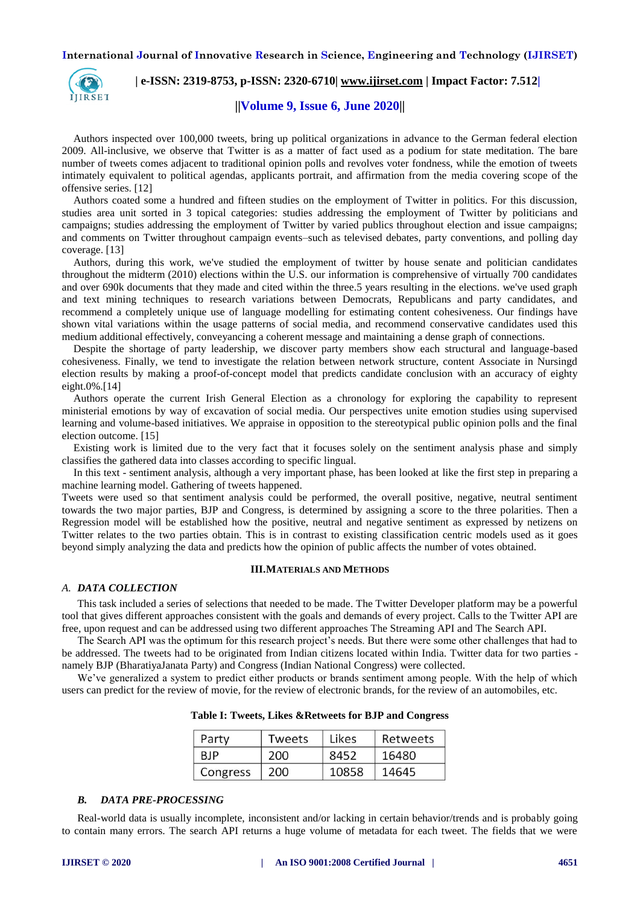Authors inspected over 100,000 tweets, bring up political organizations in advance to the German federal election 2009. All-inclusive, we observe that Twitter is as a matter of fact used as a podium for state meditation. The bare number of tweets comes adjacent to traditional opinion polls and revolves voter fondness, while the emotion of tweets intimately equivalent to political agendas, applicants portrait, and affirmation from the media covering scope of the offensive series. [12]

Authors coated some a hundred and fifteen studies on the employment of Twitter in politics. For this discussion, studies area unit sorted in 3 topical categories: studies addressing the employment of Twitter by politicians and campaigns; studies addressing the employment of Twitter by varied publics throughout election and issue campaigns; and comments on Twitter throughout campaign events–such as televised debates, party conventions, and polling day coverage. [13]

Authors, during this work, we've studied the employment of twitter by house senate and politician candidates throughout the midterm (2010) elections within the U.S. our information is comprehensive of virtually 700 candidates and over 690k documents that they made and cited within the three.5 years resulting in the elections. we've used graph and text mining techniques to research variations between Democrats, Republicans and party candidates, and recommend a completely unique use of language modelling for estimating content cohesiveness. Our findings have shown vital variations within the usage patterns of social media, and recommend conservative candidates used this medium additional effectively, conveyancing a coherent message and maintaining a dense graph of connections.

Despite the shortage of party leadership, we discover party members show each structural and language-based cohesiveness. Finally, we tend to investigate the relation between network structure, content Associate in Nursingd election results by making a proof-of-concept model that predicts candidate conclusion with an accuracy of eighty eight.0%.[14]

Authors operate the current Irish General Election as a chronology for exploring the capability to represent ministerial emotions by way of excavation of social media. Our perspectives unite emotion studies using supervised learning and volume-based initiatives. We appraise in opposition to the stereotypical public opinion polls and the final election outcome. [15]

Existing work is limited due to the very fact that it focuses solely on the sentiment analysis phase and simply classifies the gathered data into classes according to specific lingual.

In this text - sentiment analysis, although a very important phase, has been looked at like the first step in preparing a machine learning model. Gathering of tweets happened.

Tweets were used so that sentiment analysis could be performed, the overall positive, negative, neutral sentiment towards the two major parties, BJP and Congress, is determined by assigning a score to the three polarities. Then a Regression model will be established how the positive, neutral and negative sentiment as expressed by netizens on Twitter relates to the two parties obtain. This is in contrast to existing classification centric models used as it goes beyond simply analyzing the data and predicts how the opinion of public affects the number of votes obtained.

## III.MATERIALS AND METHODS

### A. DATA COLLECTION

This task included a series of selections that needed to be made. The Twitter Developer platform may be a powerful tool that gives different approaches consistent with the goals and demands of every project. Calls to the Twitter API are free, upon request and can be addressed using two different approaches The Streaming API and The Search API.

The Search API was the optimum for this research project's needs. But there were some other challenges that had to be addressed. The tweets had to be originated from Indian citizens located within India. Twitter data for two parties - namely BJP (BharatiyaJanata Party) and Congress (Indian National Congress) were collected.

We've generalized a system to predict either products or brands sentiment among people. With the help of which users can predict for the review of movie, for the review of electronic brands, for the review of an automobiles, etc.

**Table I: Tweets, Likes &Retweets for BJP and Congress**

| Party | Tweets | Likes | Retweets |
|---|---|---|---|
| BJP | 200 | 8452 | 16480 |
| Congress | 200 | 10858 | 14645 |

### B. DATA PRE-PROCESSING

Real-world data is usually incomplete, inconsistent and/or lacking in certain behavior/trends and is probably going to contain many errors. The search API returns a huge volume of metadata for each tweet. The fields that we were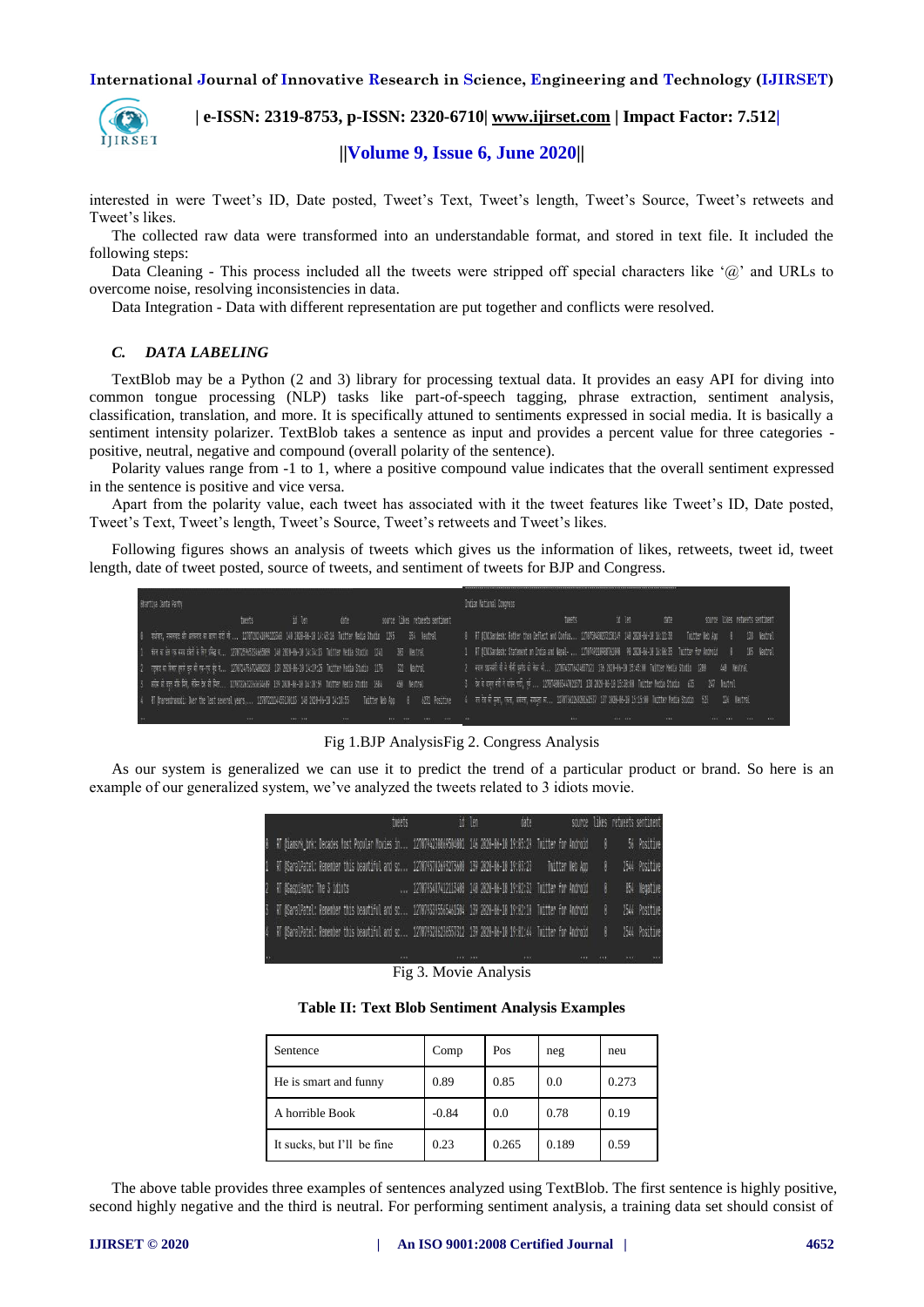interested in were Tweet's ID, Date posted, Tweet's Text, Tweet's length, Tweet's Source, Tweet's retweets and Tweet's likes.

The collected raw data were transformed into an understandable format, and stored in text file. It included the following steps:

Data Cleaning - This process included all the tweets were stripped off special characters like '@' and URLs to overcome noise, resolving inconsistencies in data.

Data Integration - Data with different representation are put together and conflicts were resolved.

### *C. DATA LABELING*

TextBlob may be a Python (2 and 3) library for processing textual data. It provides an easy API for diving into common tongue processing (NLP) tasks like part-of-speech tagging, phrase extraction, classification, translation, and more. It is specifically attuned to sentiments expressed in social media. It is basically a sentiment intensity polarizer. TextBlob takes a sentence as input and provides a percent value for three categories - positive, neutral, negative and compound (overall polarity of the sentence).

Polarity values range from -1 to 1, where a positive compound value indicates that the overall sentiment expressed in the sentence is positive and vice versa.

Apart from the polarity value, each tweet has associated with it the tweet features like Tweet's ID, Date posted, Tweet's Text, Tweet's length, Tweet's Source, Tweet's retweets and Tweet's likes.

Following figures shows an analysis of tweets which gives us the information of likes, retweets, tweet id, tweet length, date of tweet posted, source of tweets, and sentiment of tweets for BJP and Congress.

Fig 1.BJP AnalysisFig 2. Congress Analysis

As our system is generalized we can use it to predict the trend of a particular product or brand. So here is an example of our generalized system, we've analyzed the tweets related to 3 idiots movie.

Fig 3. Movie Analysis

**Table II: Text Blob Sentiment Analysis Examples**

| Sentence | Comp | Pos | neg | neu |
|---|---|---|---|---|
| He is smart and funny | 0.89 | 0.85 | 0.0 | 0.273 |
| A horrible Book | -0.84 | 0.0 | 0.78 | 0.19 |
| It sucks, but I'll be fine | 0.23 | 0.265 | 0.189 | 0.59 |

The above table provides three examples of sentences analyzed using TextBlob. The first sentence is highly positive, second highly negative and the third is neutral. For performing sentiment analysis, a training data set should consist of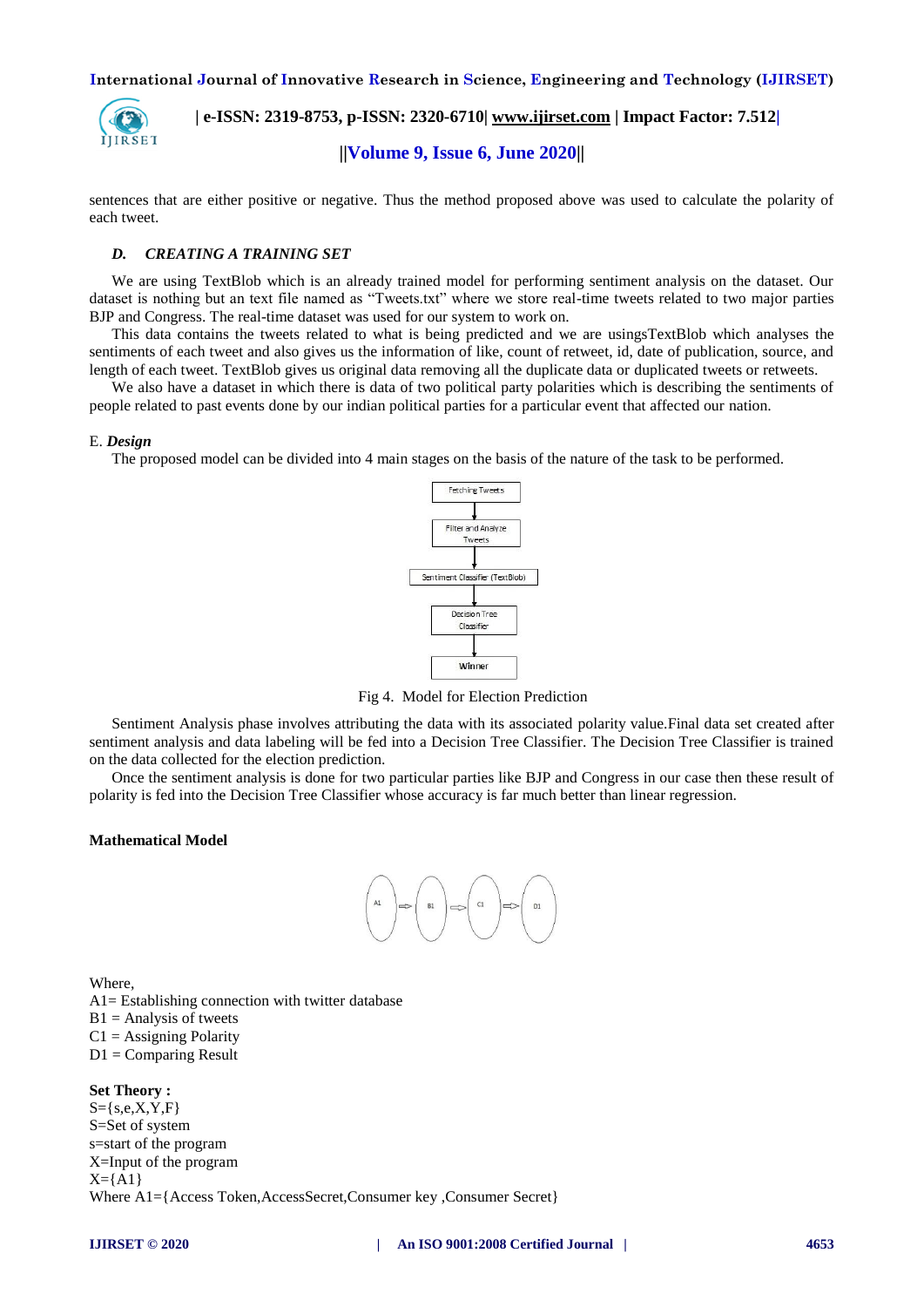sentences that are either positive or negative. Thus the method proposed above was used to calculate the polarity of each tweet.

### *D. CREATING A TRAINING SET*

We are using TextBlob which is an already trained model for performing sentiment analysis on the dataset. Our dataset is nothing but an text file named as "Tweets.txt" where we store real-time tweets related to two major parties BJP and Congress. The real-time dataset was used for our system to work on.

This data contains the tweets related to what is being predicted and we are usingsTextBlob which analyses the sentiments of each tweet and also gives us the information of like, count of retweet, id, date of publication, source, and length of each tweet. TextBlob gives us original data removing all the duplicate data or duplicated tweets or retweets.

We also have a dataset in which there is data of two political party polarities which is describing the sentiments of people related to past events done by our indian political parties for a particular event that affected our nation.

### E. *Design*

The proposed model can be divided into 4 main stages on the basis of the nature of the task to be performed.

Fetching Tweets → Filter and Analyze Tweets → Sentiment Classifier (TextBlob) → Decision Tree Classifier → Winner

Fig 4. Model for Election Prediction

Sentiment Analysis phase involves attributing the data with its associated polarity value.Final data set created after sentiment analysis and data labeling will be fed into a Decision Tree Classifier. The Decision Tree Classifier is trained on the data collected for the election prediction.

Once the sentiment analysis is done for two particular parties like BJP and Congress in our case then these result of polarity is fed into the Decision Tree Classifier whose accuracy is far much better than linear regression.

**Mathematical Model**

A1 ⇨ B1 ⇨ C1 ⇨ D1

Where,
A1= Establishing connection with twitter database
B1 = Analysis of tweets
C1 = Assigning Polarity
D1 = Comparing Result

**Set Theory :**
S={s,e,X,Y,F}
S=Set of system
s=start of the program
X=Input of the program
X={A1}
Where A1={Access Token,AccessSecret,Consumer key ,Consumer Secret}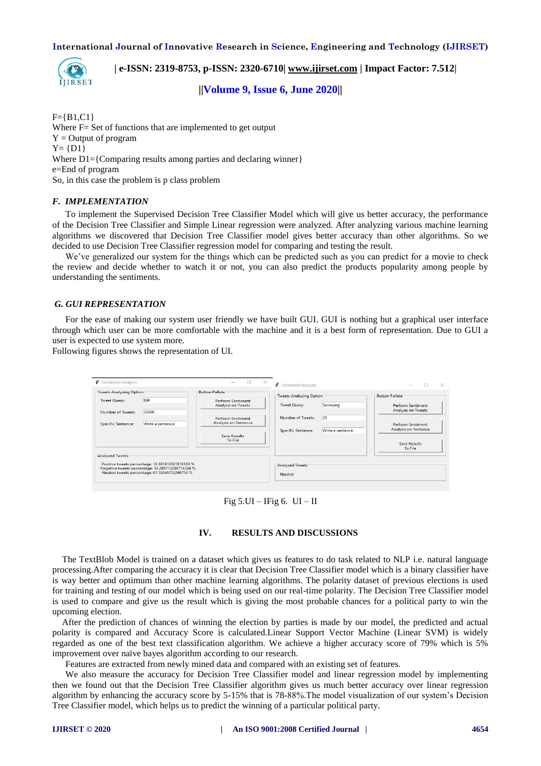F={B1,C1}
Where F= Set of functions that are implemented to get output
Y = Output of program
Y= {D1}
Where D1={Comparing results among parties and declaring winner}
e=End of program
So, in this case the problem is p class problem

### *F. IMPLEMENTATION*

To implement the Supervised Decision Tree Classifier Model which will give us better accuracy, the performance of the Decision Tree Classifier and Simple Linear regression were analyzed. After analyzing various machine learning algorithms we discovered that Decision Tree Classifier model gives better accuracy than other algorithms. So we decided to use Decision Tree Classifier regression model for comparing and testing the result.

We've generalized our system for the things which can be predicted such as you can predict for a movie to check the review and decide whether to watch it or not, you can also predict the products popularity among people by understanding the sentiments.

### *G. GUI REPRESENTATION*

For the ease of making our system user friendly we have built GUI. GUI is nothing but a graphical user interface through which user can be more comfortable with the machine and it is a best form of representation. Due to GUI a user is expected to use system more.
Following figures shows the representation of UI.

Fig 5.UI – IFig 6. UI – II

## IV. RESULTS AND DISCUSSIONS

The TextBlob Model is trained on a dataset which gives us features to do task related to NLP i.e. natural language processing.After comparing the accuracy it is clear that Decision Tree Classifier model which is a binary classifier have is way better and optimum than other machine learning algorithms. The polarity dataset of previous elections is used for training and testing of our model which is being used on our real-time polarity. The Decision Tree Classifier model is used to compare and give us the result which is giving the most probable chances for a political party to win the upcoming election.

After the prediction of chances of winning the election by parties is made by our model, the predicted and actual polarity is compared and Accuracy Score is calculated.Linear Support Vector Machine (Linear SVM) is widely regarded as one of the best text classification algorithm. We achieve a higher accuracy score of 79% which is 5% improvement over naïve bayes algorithm according to our research.

Features are extracted from newly mined data and compared with an existing set of features.

We also measure the accuracy for Decision Tree Classifier model and linear regression model by implementing then we found out that the Decision Tree Classifier algorithm gives us much better accuracy over linear regression algorithm by enhancing the accuracy score by 5-15% that is 78-88%.The model visualization of our system's Decision Tree Classifier model, which helps us to predict the winning of a particular political party.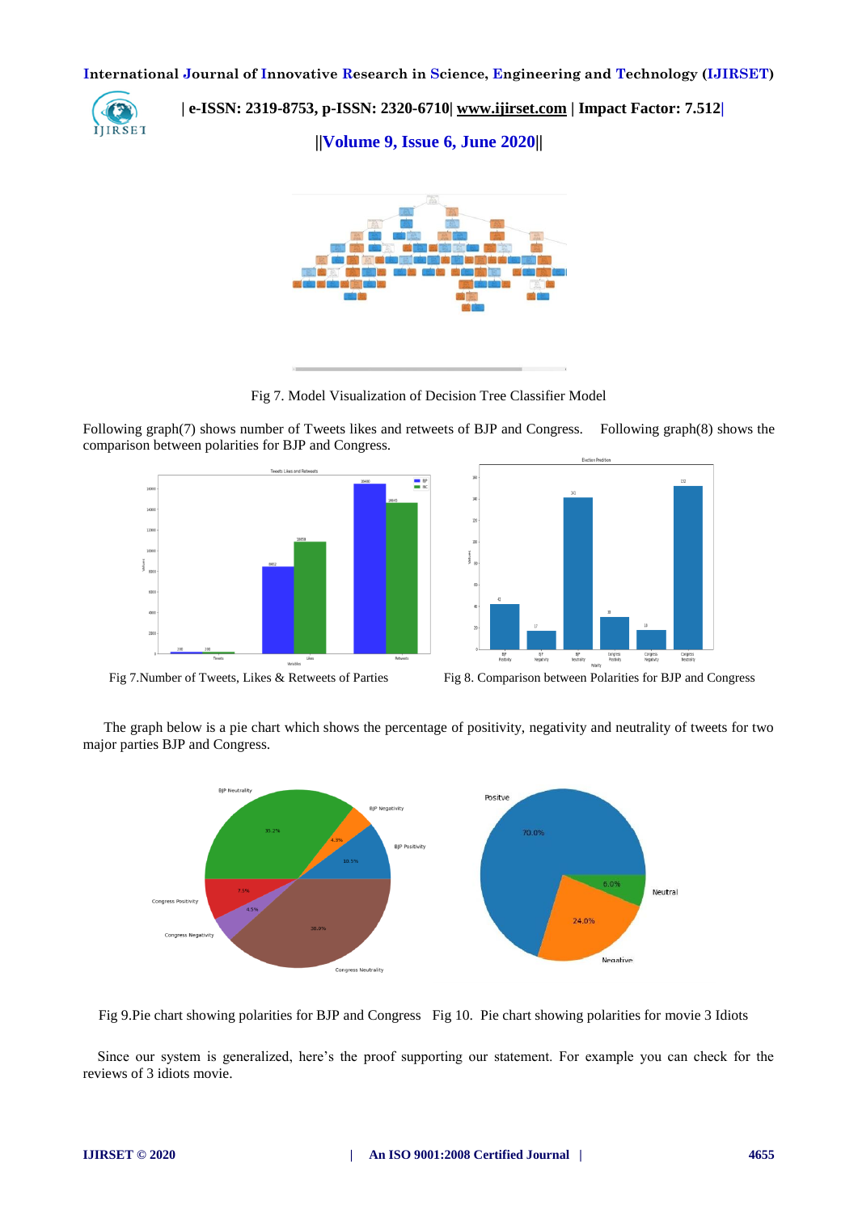Fig 7. Model Visualization of Decision Tree Classifier Model

Following graph(7) shows number of Tweets likes and retweets of BJP and Congress. Following graph(8) shows the comparison between polarities for BJP and Congress.

Fig 7.Number of Tweets, Likes & Retweets of Parties

Fig 8. Comparison between Polarities for BJP and Congress

The graph below is a pie chart which shows the percentage of positivity, negativity and neutrality of tweets for two major parties BJP and Congress.

Fig 9.Pie chart showing polarities for BJP and Congress

Fig 10. Pie chart showing polarities for movie 3 Idiots

Since our system is generalized, here's the proof supporting our statement. For example you can check for the reviews of 3 idiots movie.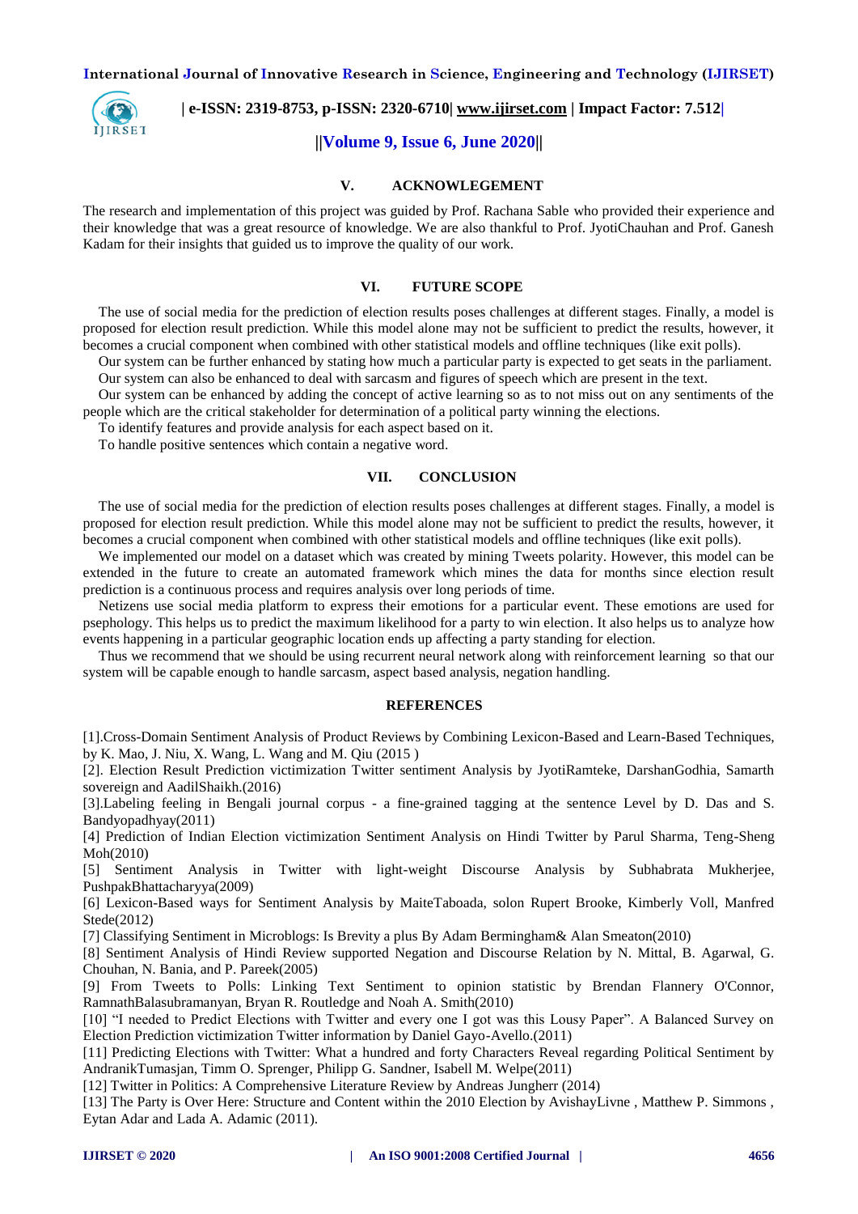## V. ACKNOWLEDGEMENT

The research and implementation of this project was guided by Prof. Rachana Sable who provided their experience and their knowledge that was a great resource of knowledge. We are also thankful to Prof. JyotiChauhan and Prof. Ganesh Kadam for their insights that guided us to improve the quality of our work.

## VI. FUTURE SCOPE

The use of social media for the prediction of election results poses challenges at different stages. Finally, a model is proposed for election result prediction. While this model alone may not be sufficient to predict the results, however, it becomes a crucial component when combined with other statistical models and offline techniques (like exit polls).

Our system can be further enhanced by stating how much a particular party is expected to get seats in the parliament.

Our system can also be enhanced to deal with sarcasm and figures of speech which are present in the text.

Our system can be enhanced by adding the concept of active learning so as to not miss out on any sentiments of the people which are the critical stakeholder for determination of a political party winning the elections.

To identify features and provide analysis for each aspect based on it.

To handle positive sentences which contain a negative word.

## VII. CONCLUSION

The use of social media for the prediction of election results poses challenges at different stages. Finally, a model is proposed for election result prediction. While this model alone may not be sufficient to predict the results, however, it becomes a crucial component when combined with other statistical models and offline techniques (like exit polls).

We implemented our model on a dataset which was created by mining Tweets polarity. However, this model can be extended in the future to create an automated framework which mines the data for months since election result prediction is a continuous process and requires analysis over long periods of time.

Netizens use social media platform to express their emotions for a particular event. These emotions are used for psephology. This helps us to predict the maximum likelihood for a party to win election. It also helps us to analyze how events happening in a particular geographic location ends up affecting a party standing for election.

Thus we recommend that we should be using recurrent neural network along with reinforcement learning so that our system will be capable enough to handle sarcasm, aspect based analysis, negation handling.

## REFERENCES

[1].Cross-Domain Sentiment Analysis of Product Reviews by Combining Lexicon-Based and Learn-Based Techniques, by K. Mao, J. Niu, X. Wang, L. Wang and M. Qiu (2015 )

[2]. Election Result Prediction victimization Twitter sentiment Analysis by JyotiRamteke, DarshanGodhia, Samarth sovereign and AadilShaikh.(2016)

[3].Labeling feeling in Bengali journal corpus - a fine-grained tagging at the sentence Level by D. Das and S. Bandyopadhyay(2011)

[4] Prediction of Indian Election victimization Sentiment Analysis on Hindi Twitter by Parul Sharma, Teng-Sheng Moh(2010)

[5] Sentiment Analysis in Twitter with light-weight Discourse Analysis by Subhabrata Mukherjee, PushpakBhattacharyya(2009)

[6] Lexicon-Based ways for Sentiment Analysis by MaiteTaboada, solon Rupert Brooke, Kimberly Voll, Manfred Stede(2012)

[7] Classifying Sentiment in Microblogs: Is Brevity a plus By Adam Bermingham& Alan Smeaton(2010)

[8] Sentiment Analysis of Hindi Review supported Negation and Discourse Relation by N. Mittal, B. Agarwal, G. Chouhan, N. Bania, and P. Pareek(2005)

[9] From Tweets to Polls: Linking Text Sentiment to opinion statistic by Brendan Flannery O'Connor, RamnathBalasubramanyan, Bryan R. Routledge and Noah A. Smith(2010)

[10] "I needed to Predict Elections with Twitter and every one I got was this Lousy Paper". A Balanced Survey on Election Prediction victimization Twitter information by Daniel Gayo-Avello.(2011)

[11] Predicting Elections with Twitter: What a hundred and forty Characters Reveal regarding Political Sentiment by AndranikTumasjan, Timm O. Sprenger, Philipp G. Sandner, Isabell M. Welpe(2011)

[12] Twitter in Politics: A Comprehensive Literature Review by Andreas Jungherr (2014)

[13] The Party is Over Here: Structure and Content within the 2010 Election by AvishayLivne , Matthew P. Simmons , Eytan Adar and Lada A. Adamic (2011).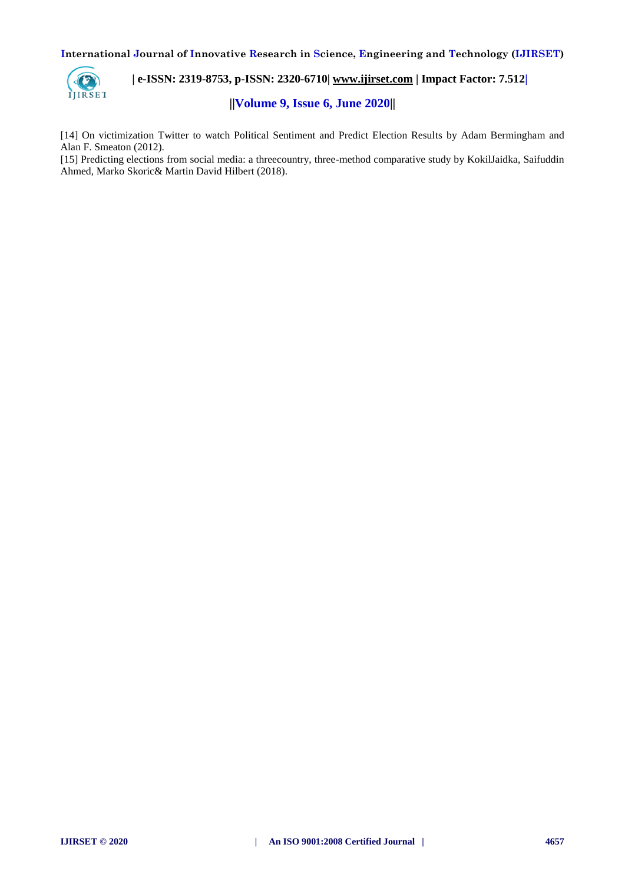[14] On victimization Twitter to watch Political Sentiment and Predict Election Results by Adam Bermingham and Alan F. Smeaton (2012).

[15] Predicting elections from social media: a threecountry, three-method comparative study by KokilJaidka, Saifuddin Ahmed, Marko Skoric& Martin David Hilbert (2018).